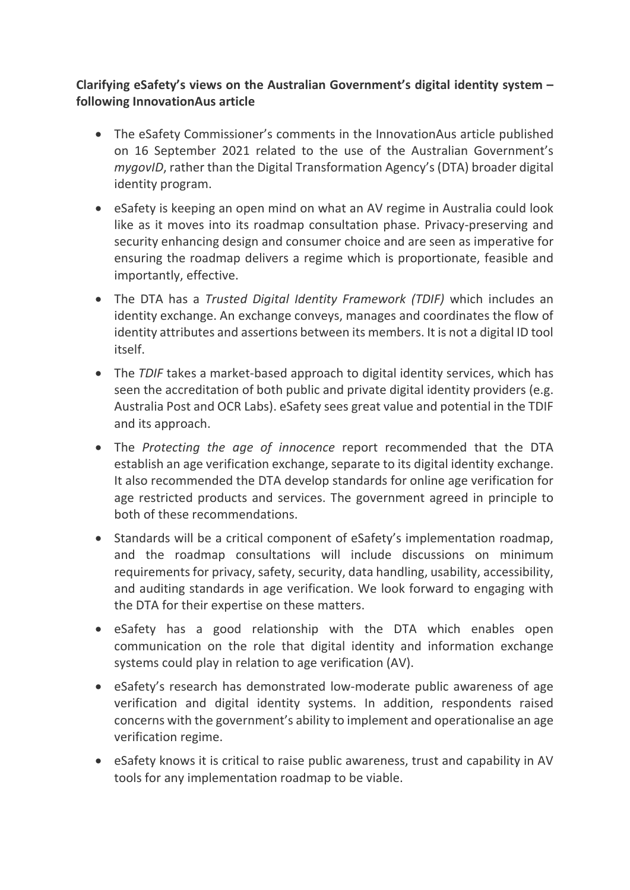**Clarifying eSafety's views on the Australian Government's digital identity system – following InnovationAus article**

- The eSafety Commissioner's comments in the InnovationAus article published on 16 September 2021 related to the use of the Australian Government's *mygovID*, rather than the Digital Transformation Agency's (DTA) broader digital identity program.
- eSafety is keeping an open mind on what an AV regime in Australia could look like as it moves into its roadmap consultation phase. Privacy-preserving and security enhancing design and consumer choice and are seen as imperative for ensuring the roadmap delivers a regime which is proportionate, feasible and importantly, effective.
- The DTA has a *Trusted Digital Identity Framework (TDIF)* which includes an identity exchange. An exchange conveys, manages and coordinates the flow of identity attributes and assertions between its members. It is not a digital ID tool itself.
- The *TDIF* takes a market-based approach to digital identity services, which has seen the accreditation of both public and private digital identity providers (e.g. Australia Post and OCR Labs). eSafety sees great value and potential in the TDIF and its approach.
- The *Protecting the age of innocence* report recommended that the DTA establish an age verification exchange, separate to its digital identity exchange. It also recommended the DTA develop standards for online age verification for age restricted products and services. The government agreed in principle to both of these recommendations.
- Standards will be a critical component of eSafety's implementation roadmap, and the roadmap consultations will include discussions on minimum requirements for privacy, safety, security, data handling, usability, accessibility, and auditing standards in age verification. We look forward to engaging with the DTA for their expertise on these matters.
- eSafety has a good relationship with the DTA which enables open communication on the role that digital identity and information exchange systems could play in relation to age verification (AV).
- eSafety's research has demonstrated low-moderate public awareness of age verification and digital identity systems. In addition, respondents raised concerns with the government's ability to implement and operationalise an age verification regime.
- eSafety knows it is critical to raise public awareness, trust and capability in AV tools for any implementation roadmap to be viable.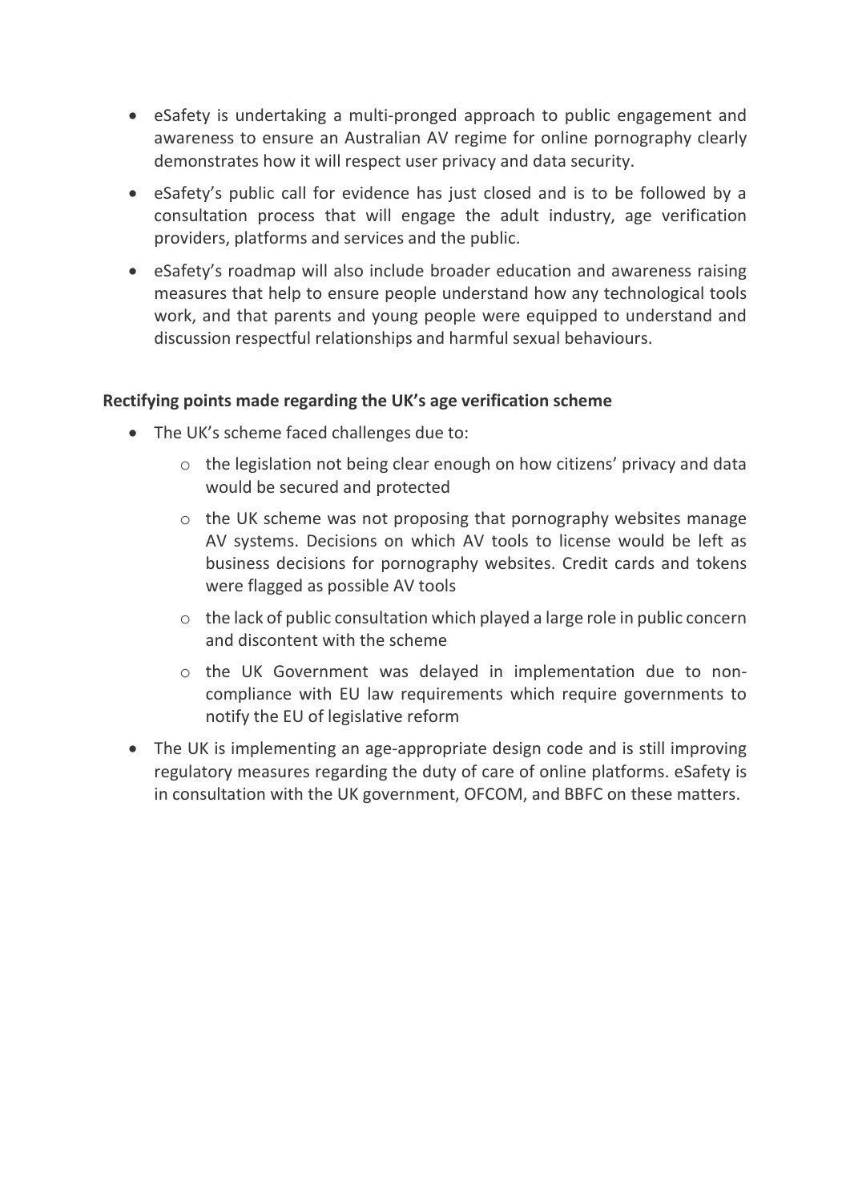- eSafety is undertaking a multi-pronged approach to public engagement and awareness to ensure an Australian AV regime for online pornography clearly demonstrates how it will respect user privacy and data security.
- eSafety's public call for evidence has just closed and is to be followed by a consultation process that will engage the adult industry, age verification providers, platforms and services and the public.
- eSafety's roadmap will also include broader education and awareness raising measures that help to ensure people understand how any technological tools work, and that parents and young people were equipped to understand and discussion respectful relationships and harmful sexual behaviours.

**Rectifying points made regarding the UK's age verification scheme**

- The UK's scheme faced challenges due to:
  - the legislation not being clear enough on how citizens' privacy and data would be secured and protected
  - the UK scheme was not proposing that pornography websites manage AV systems. Decisions on which AV tools to license would be left as business decisions for pornography websites. Credit cards and tokens were flagged as possible AV tools
  - the lack of public consultation which played a large role in public concern and discontent with the scheme
  - the UK Government was delayed in implementation due to non-compliance with EU law requirements which require governments to notify the EU of legislative reform
- The UK is implementing an age-appropriate design code and is still improving regulatory measures regarding the duty of care of online platforms. eSafety is in consultation with the UK government, OFCOM, and BBFC on these matters.